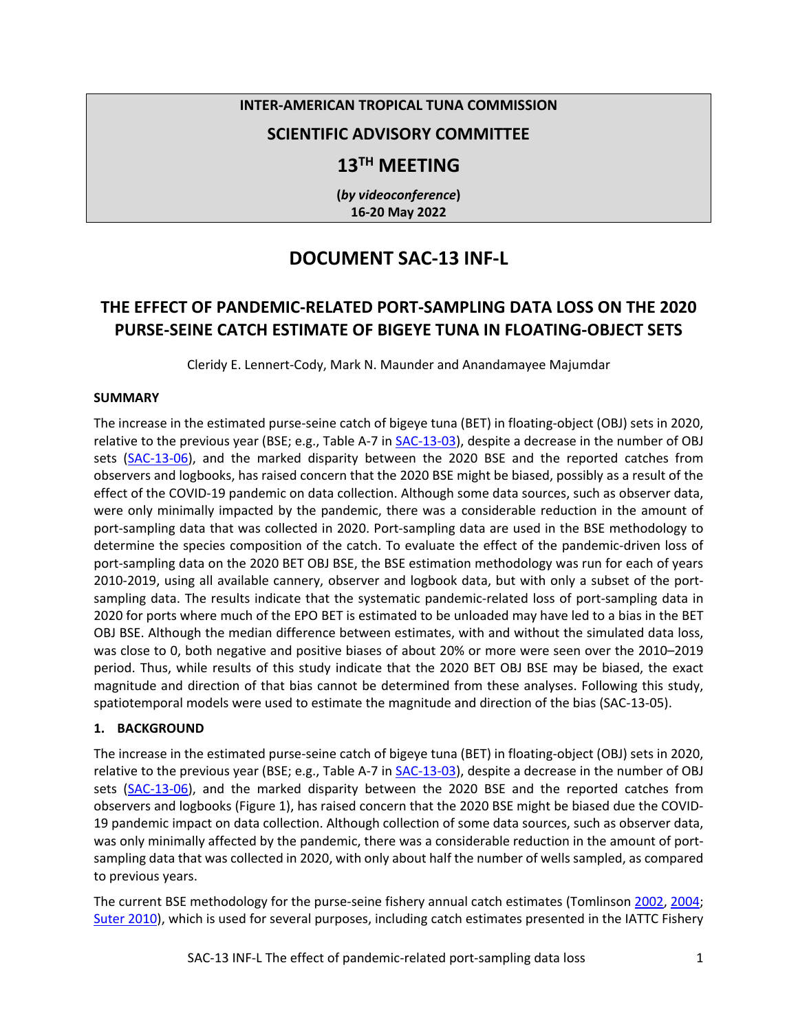**INTER-AMERICAN TROPICAL TUNA COMMISSION**

**SCIENTIFIC ADVISORY COMMITTEE**

**13TH MEETING**

**(*by videoconference*)**
**16-20 May 2022**

# DOCUMENT SAC-13 INF-L

## THE EFFECT OF PANDEMIC-RELATED PORT-SAMPLING DATA LOSS ON THE 2020 PURSE-SEINE CATCH ESTIMATE OF BIGEYE TUNA IN FLOATING-OBJECT SETS

Cleridy E. Lennert-Cody, Mark N. Maunder and Anandamayee Majumdar

### SUMMARY

The increase in the estimated purse-seine catch of bigeye tuna (BET) in floating-object (OBJ) sets in 2020, relative to the previous year (BSE; e.g., Table A-7 in SAC-13-03), despite a decrease in the number of OBJ sets (SAC-13-06), and the marked disparity between the 2020 BSE and the reported catches from observers and logbooks, has raised concern that the 2020 BSE might be biased, possibly as a result of the effect of the COVID-19 pandemic on data collection. Although some data sources, such as observer data, were only minimally impacted by the pandemic, there was a considerable reduction in the amount of port-sampling data that was collected in 2020. Port-sampling data are used in the BSE methodology to determine the species composition of the catch. To evaluate the effect of the pandemic-driven loss of port-sampling data on the 2020 BET OBJ BSE, the BSE estimation methodology was run for each of years 2010-2019, using all available cannery, observer and logbook data, but with only a subset of the port-sampling data. The results indicate that the systematic pandemic-related loss of port-sampling data in 2020 for ports where much of the EPO BET is estimated to be unloaded may have led to a bias in the BET OBJ BSE. Although the median difference between estimates, with and without the simulated data loss, was close to 0, both negative and positive biases of about 20% or more were seen over the 2010–2019 period. Thus, while results of this study indicate that the 2020 BET OBJ BSE may be biased, the exact magnitude and direction of that bias cannot be determined from these analyses. Following this study, spatiotemporal models were used to estimate the magnitude and direction of the bias (SAC-13-05).

### 1. BACKGROUND

The increase in the estimated purse-seine catch of bigeye tuna (BET) in floating-object (OBJ) sets in 2020, relative to the previous year (BSE; e.g., Table A-7 in SAC-13-03), despite a decrease in the number of OBJ sets (SAC-13-06), and the marked disparity between the 2020 BSE and the reported catches from observers and logbooks (Figure 1), has raised concern that the 2020 BSE might be biased due the COVID-19 pandemic impact on data collection. Although collection of some data sources, such as observer data, was only minimally affected by the pandemic, there was a considerable reduction in the amount of port-sampling data that was collected in 2020, with only about half the number of wells sampled, as compared to previous years.

The current BSE methodology for the purse-seine fishery annual catch estimates (Tomlinson 2002, 2004; Suter 2010), which is used for several purposes, including catch estimates presented in the IATTC Fishery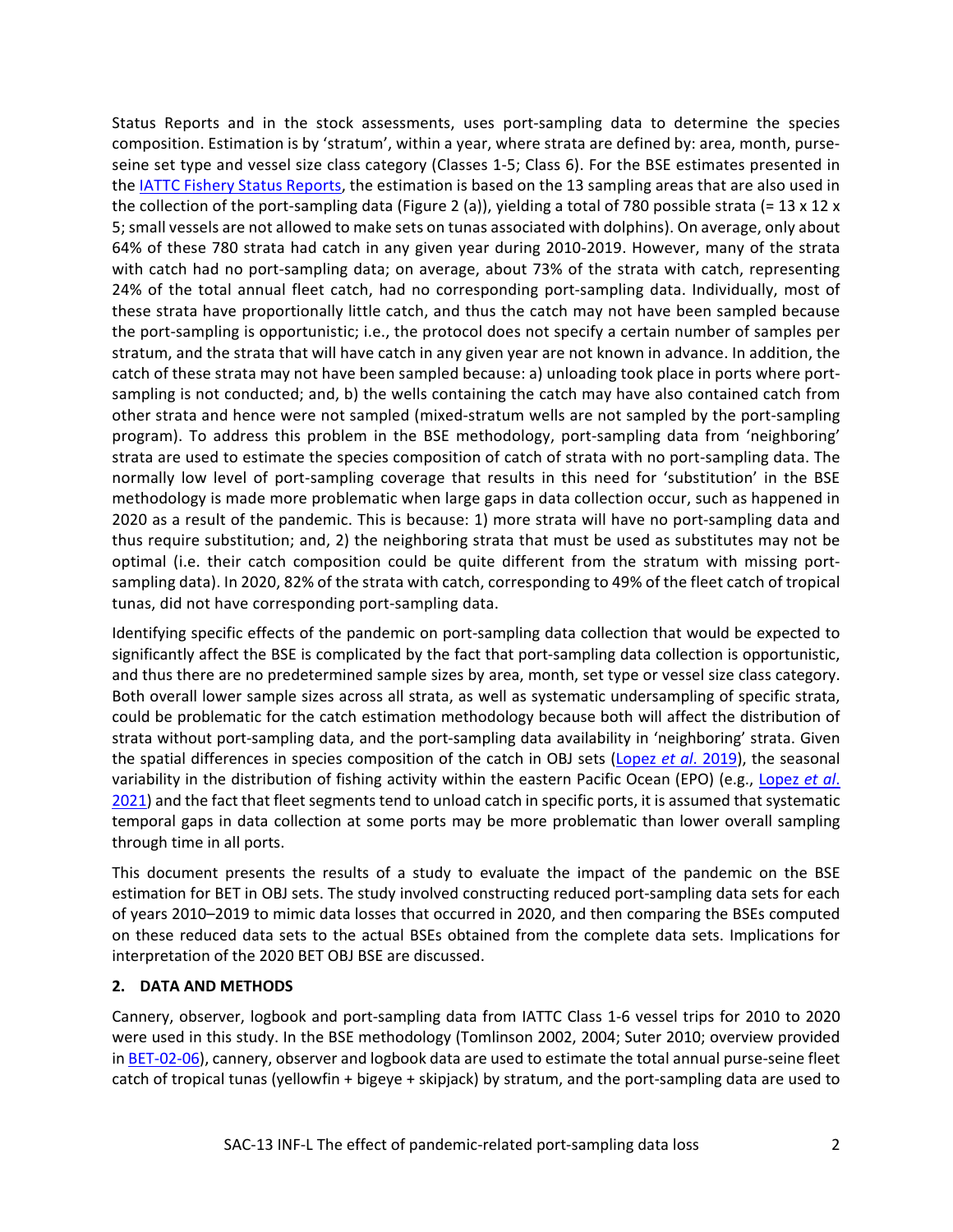Status Reports and in the stock assessments, uses port-sampling data to determine the species composition. Estimation is by 'stratum', within a year, where strata are defined by: area, month, purse-seine set type and vessel size class category (Classes 1-5; Class 6). For the BSE estimates presented in the IATTC Fishery Status Reports, the estimation is based on the 13 sampling areas that are also used in the collection of the port-sampling data (Figure 2 (a)), yielding a total of 780 possible strata (= 13 x 12 x 5; small vessels are not allowed to make sets on tunas associated with dolphins). On average, only about 64% of these 780 strata had catch in any given year during 2010-2019. However, many of the strata with catch had no port-sampling data; on average, about 73% of the strata with catch, representing 24% of the total annual fleet catch, had no corresponding port-sampling data. Individually, most of these strata have proportionally little catch, and thus the catch may not have been sampled because the port-sampling is opportunistic; i.e., the protocol does not specify a certain number of samples per stratum, and the strata that will have catch in any given year are not known in advance. In addition, the catch of these strata may not have been sampled because: a) unloading took place in ports where port-sampling is not conducted; and, b) the wells containing the catch may have also contained catch from other strata and hence were not sampled (mixed-stratum wells are not sampled by the port-sampling program). To address this problem in the BSE methodology, port-sampling data from 'neighboring' strata are used to estimate the species composition of catch of strata with no port-sampling data. The normally low level of port-sampling coverage that results in this need for 'substitution' in the BSE methodology is made more problematic when large gaps in data collection occur, such as happened in 2020 as a result of the pandemic. This is because: 1) more strata will have no port-sampling data and thus require substitution; and, 2) the neighboring strata that must be used as substitutes may not be optimal (i.e. their catch composition could be quite different from the stratum with missing port-sampling data). In 2020, 82% of the strata with catch, corresponding to 49% of the fleet catch of tropical tunas, did not have corresponding port-sampling data.

Identifying specific effects of the pandemic on port-sampling data collection that would be expected to significantly affect the BSE is complicated by the fact that port-sampling data collection is opportunistic, and thus there are no predetermined sample sizes by area, month, set type or vessel size class category. Both overall lower sample sizes across all strata, as well as systematic undersampling of specific strata, could be problematic for the catch estimation methodology because both will affect the distribution of strata without port-sampling data, and the port-sampling data availability in 'neighboring' strata. Given the spatial differences in species composition of the catch in OBJ sets (Lopez *et al*. 2019), the seasonal variability in the distribution of fishing activity within the eastern Pacific Ocean (EPO) (e.g., Lopez *et al.* 2021) and the fact that fleet segments tend to unload catch in specific ports, it is assumed that systematic temporal gaps in data collection at some ports may be more problematic than lower overall sampling through time in all ports.

This document presents the results of a study to evaluate the impact of the pandemic on the BSE estimation for BET in OBJ sets. The study involved constructing reduced port-sampling data sets for each of years 2010–2019 to mimic data losses that occurred in 2020, and then comparing the BSEs computed on these reduced data sets to the actual BSEs obtained from the complete data sets. Implications for interpretation of the 2020 BET OBJ BSE are discussed.

## 2. DATA AND METHODS

Cannery, observer, logbook and port-sampling data from IATTC Class 1-6 vessel trips for 2010 to 2020 were used in this study. In the BSE methodology (Tomlinson 2002, 2004; Suter 2010; overview provided in BET-02-06), cannery, observer and logbook data are used to estimate the total annual purse-seine fleet catch of tropical tunas (yellowfin + bigeye + skipjack) by stratum, and the port-sampling data are used to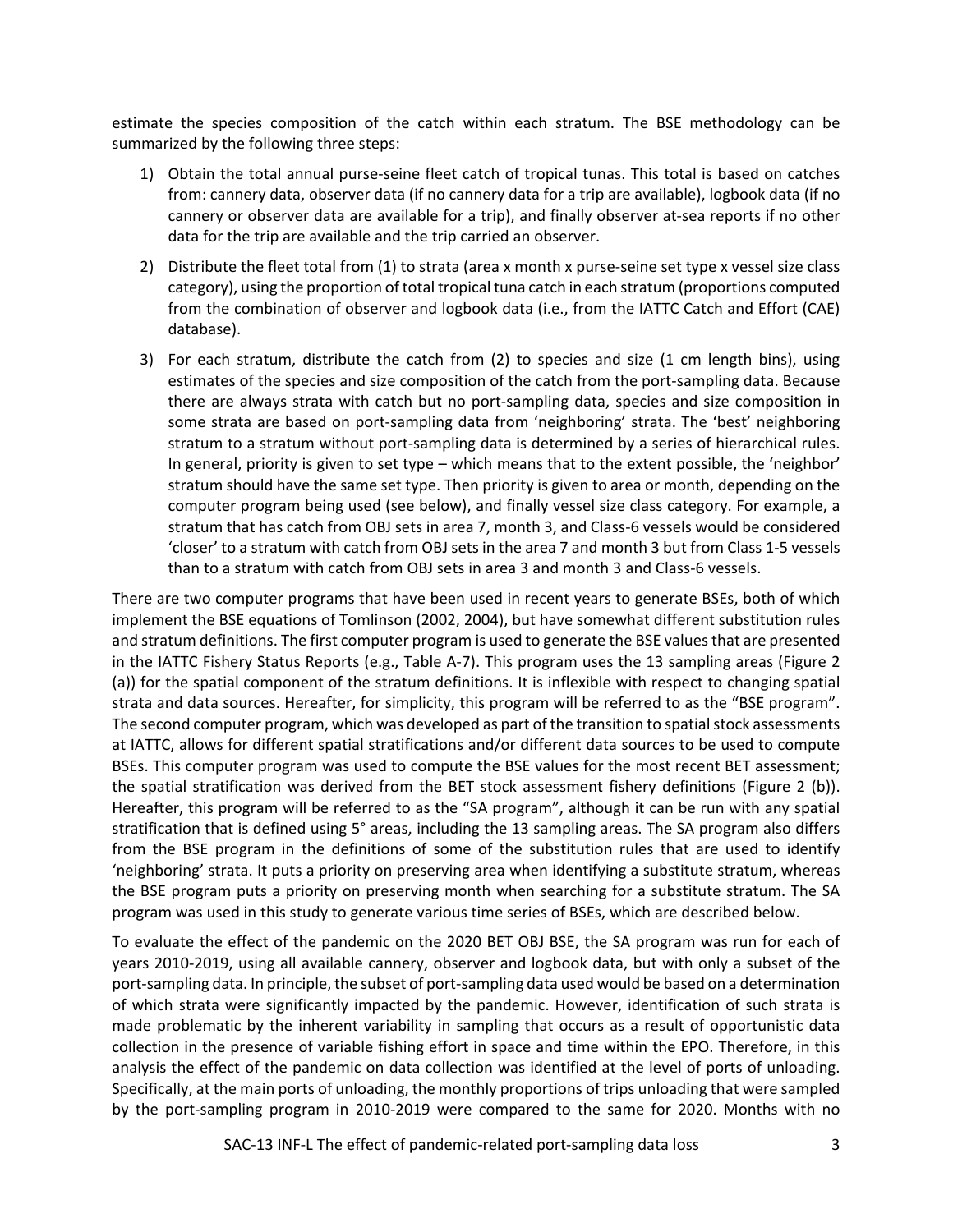estimate the species composition of the catch within each stratum. The BSE methodology can be summarized by the following three steps:

1) Obtain the total annual purse-seine fleet catch of tropical tunas. This total is based on catches from: cannery data, observer data (if no cannery data for a trip are available), logbook data (if no cannery or observer data are available for a trip), and finally observer at-sea reports if no other data for the trip are available and the trip carried an observer.

2) Distribute the fleet total from (1) to strata (area x month x purse-seine set type x vessel size class category), using the proportion of total tropical tuna catch in each stratum (proportions computed from the combination of observer and logbook data (i.e., from the IATTC Catch and Effort (CAE) database).

3) For each stratum, distribute the catch from (2) to species and size (1 cm length bins), using estimates of the species and size composition of the catch from the port-sampling data. Because there are always strata with catch but no port-sampling data, species and size composition in some strata are based on port-sampling data from 'neighboring' strata. The 'best' neighboring stratum to a stratum without port-sampling data is determined by a series of hierarchical rules. In general, priority is given to set type – which means that to the extent possible, the 'neighbor' stratum should have the same set type. Then priority is given to area or month, depending on the computer program being used (see below), and finally vessel size class category. For example, a stratum that has catch from OBJ sets in area 7, month 3, and Class-6 vessels would be considered 'closer' to a stratum with catch from OBJ sets in the area 7 and month 3 but from Class 1-5 vessels than to a stratum with catch from OBJ sets in area 3 and month 3 and Class-6 vessels.

There are two computer programs that have been used in recent years to generate BSEs, both of which implement the BSE equations of Tomlinson (2002, 2004), but have somewhat different substitution rules and stratum definitions. The first computer program is used to generate the BSE values that are presented in the IATTC Fishery Status Reports (e.g., Table A-7). This program uses the 13 sampling areas (Figure 2 (a)) for the spatial component of the stratum definitions. It is inflexible with respect to changing spatial strata and data sources. Hereafter, for simplicity, this program will be referred to as the "BSE program". The second computer program, which was developed as part of the transition to spatial stock assessments at IATTC, allows for different spatial stratifications and/or different data sources to be used to compute BSEs. This computer program was used to compute the BSE values for the most recent BET assessment; the spatial stratification was derived from the BET stock assessment fishery definitions (Figure 2 (b)). Hereafter, this program will be referred to as the "SA program", although it can be run with any spatial stratification that is defined using 5° areas, including the 13 sampling areas. The SA program also differs from the BSE program in the definitions of some of the substitution rules that are used to identify 'neighboring' strata. It puts a priority on preserving area when identifying a substitute stratum, whereas the BSE program puts a priority on preserving month when searching for a substitute stratum. The SA program was used in this study to generate various time series of BSEs, which are described below.

To evaluate the effect of the pandemic on the 2020 BET OBJ BSE, the SA program was run for each of years 2010-2019, using all available cannery, observer and logbook data, but with only a subset of the port-sampling data. In principle, the subset of port-sampling data used would be based on a determination of which strata were significantly impacted by the pandemic. However, identification of such strata is made problematic by the inherent variability in sampling that occurs as a result of opportunistic data collection in the presence of variable fishing effort in space and time within the EPO. Therefore, in this analysis the effect of the pandemic on data collection was identified at the level of ports of unloading. Specifically, at the main ports of unloading, the monthly proportions of trips unloading that were sampled by the port-sampling program in 2010-2019 were compared to the same for 2020. Months with no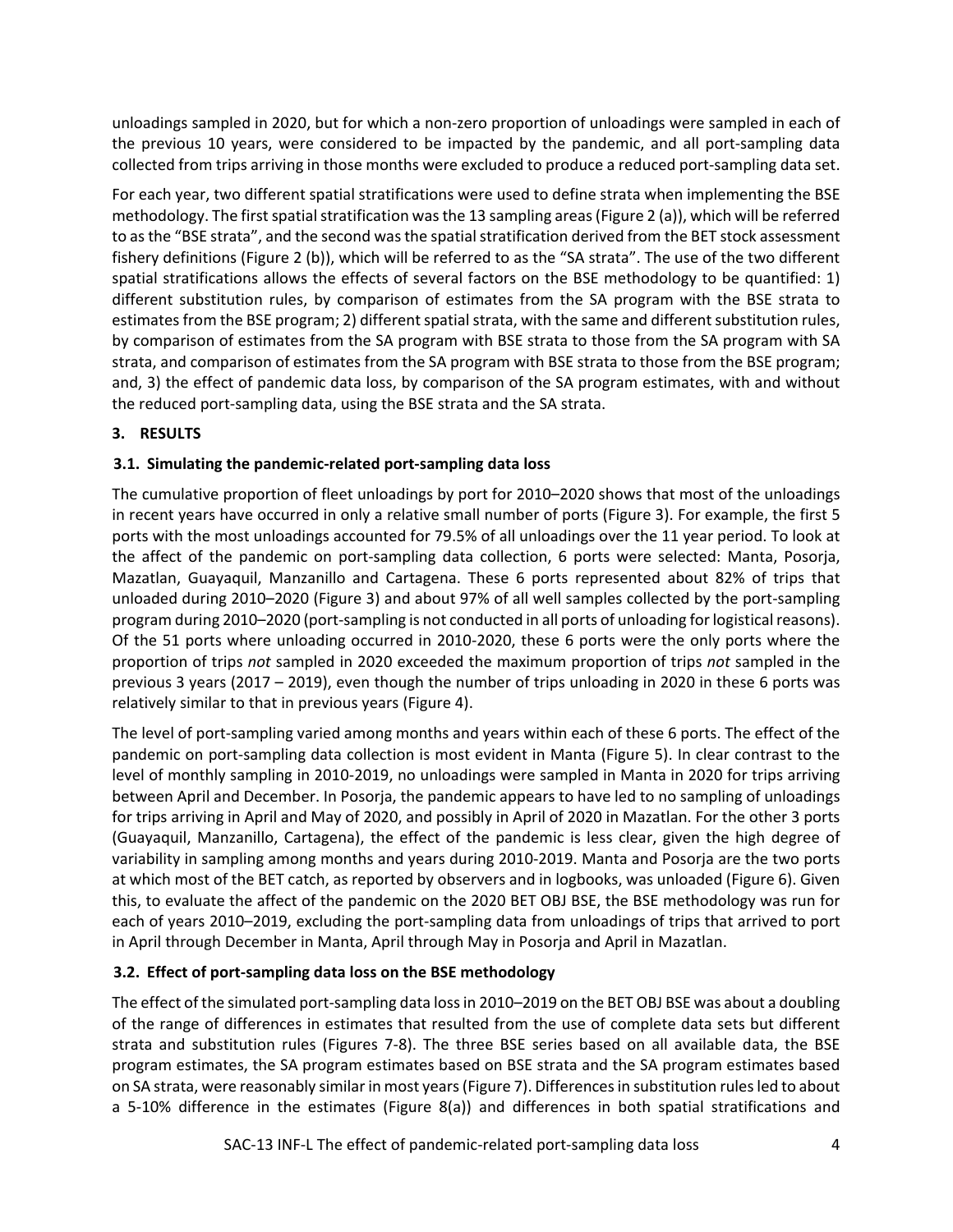unloadings sampled in 2020, but for which a non-zero proportion of unloadings were sampled in each of the previous 10 years, were considered to be impacted by the pandemic, and all port-sampling data collected from trips arriving in those months were excluded to produce a reduced port-sampling data set.

For each year, two different spatial stratifications were used to define strata when implementing the BSE methodology. The first spatial stratification was the 13 sampling areas (Figure 2 (a)), which will be referred to as the "BSE strata", and the second was the spatial stratification derived from the BET stock assessment fishery definitions (Figure 2 (b)), which will be referred to as the "SA strata". The use of the two different spatial stratifications allows the effects of several factors on the BSE methodology to be quantified: 1) different substitution rules, by comparison of estimates from the SA program with the BSE strata to estimates from the BSE program; 2) different spatial strata, with the same and different substitution rules, by comparison of estimates from the SA program with BSE strata to those from the SA program with SA strata, and comparison of estimates from the SA program with BSE strata to those from the BSE program; and, 3) the effect of pandemic data loss, by comparison of the SA program estimates, with and without the reduced port-sampling data, using the BSE strata and the SA strata.

## 3. RESULTS

### 3.1. Simulating the pandemic-related port-sampling data loss

The cumulative proportion of fleet unloadings by port for 2010–2020 shows that most of the unloadings in recent years have occurred in only a relative small number of ports (Figure 3). For example, the first 5 ports with the most unloadings accounted for 79.5% of all unloadings over the 11 year period. To look at the affect of the pandemic on port-sampling data collection, 6 ports were selected: Manta, Posorja, Mazatlan, Guayaquil, Manzanillo and Cartagena. These 6 ports represented about 82% of trips that unloaded during 2010–2020 (Figure 3) and about 97% of all well samples collected by the port-sampling program during 2010–2020 (port-sampling is not conducted in all ports of unloading for logistical reasons). Of the 51 ports where unloading occurred in 2010-2020, these 6 ports were the only ports where the proportion of trips *not* sampled in 2020 exceeded the maximum proportion of trips *not* sampled in the previous 3 years (2017 – 2019), even though the number of trips unloading in 2020 in these 6 ports was relatively similar to that in previous years (Figure 4).

The level of port-sampling varied among months and years within each of these 6 ports. The effect of the pandemic on port-sampling data collection is most evident in Manta (Figure 5). In clear contrast to the level of monthly sampling in 2010-2019, no unloadings were sampled in Manta in 2020 for trips arriving between April and December. In Posorja, the pandemic appears to have led to no sampling of unloadings for trips arriving in April and May of 2020, and possibly in April of 2020 in Mazatlan. For the other 3 ports (Guayaquil, Manzanillo, Cartagena), the effect of the pandemic is less clear, given the high degree of variability in sampling among months and years during 2010-2019. Manta and Posorja are the two ports at which most of the BET catch, as reported by observers and in logbooks, was unloaded (Figure 6). Given this, to evaluate the affect of the pandemic on the 2020 BET OBJ BSE, the BSE methodology was run for each of years 2010–2019, excluding the port-sampling data from unloadings of trips that arrived to port in April through December in Manta, April through May in Posorja and April in Mazatlan.

### 3.2. Effect of port-sampling data loss on the BSE methodology

The effect of the simulated port-sampling data loss in 2010–2019 on the BET OBJ BSE was about a doubling of the range of differences in estimates that resulted from the use of complete data sets but different strata and substitution rules (Figures 7-8). The three BSE series based on all available data, the BSE program estimates, the SA program estimates based on BSE strata and the SA program estimates based on SA strata, were reasonably similar in most years (Figure 7). Differences in substitution rules led to about a 5-10% difference in the estimates (Figure 8(a)) and differences in both spatial stratifications and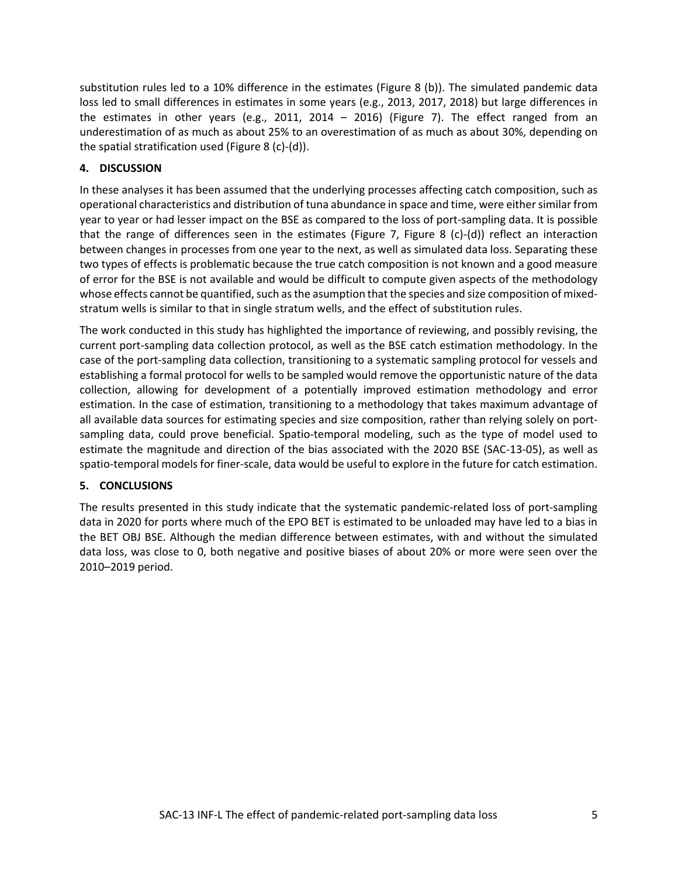substitution rules led to a 10% difference in the estimates (Figure 8 (b)). The simulated pandemic data loss led to small differences in estimates in some years (e.g., 2013, 2017, 2018) but large differences in the estimates in other years (e.g., 2011, 2014 – 2016) (Figure 7). The effect ranged from an underestimation of as much as about 25% to an overestimation of as much as about 30%, depending on the spatial stratification used (Figure 8 (c)-(d)).

## 4. DISCUSSION

In these analyses it has been assumed that the underlying processes affecting catch composition, such as operational characteristics and distribution of tuna abundance in space and time, were either similar from year to year or had lesser impact on the BSE as compared to the loss of port-sampling data. It is possible that the range of differences seen in the estimates (Figure 7, Figure 8 (c)-(d)) reflect an interaction between changes in processes from one year to the next, as well as simulated data loss. Separating these two types of effects is problematic because the true catch composition is not known and a good measure of error for the BSE is not available and would be difficult to compute given aspects of the methodology whose effects cannot be quantified, such as the asumption that the species and size composition of mixed-stratum wells is similar to that in single stratum wells, and the effect of substitution rules.

The work conducted in this study has highlighted the importance of reviewing, and possibly revising, the current port-sampling data collection protocol, as well as the BSE catch estimation methodology. In the case of the port-sampling data collection, transitioning to a systematic sampling protocol for vessels and establishing a formal protocol for wells to be sampled would remove the opportunistic nature of the data collection, allowing for development of a potentially improved estimation methodology and error estimation. In the case of estimation, transitioning to a methodology that takes maximum advantage of all available data sources for estimating species and size composition, rather than relying solely on port-sampling data, could prove beneficial. Spatio-temporal modeling, such as the type of model used to estimate the magnitude and direction of the bias associated with the 2020 BSE (SAC-13-05), as well as spatio-temporal models for finer-scale, data would be useful to explore in the future for catch estimation.

## 5. CONCLUSIONS

The results presented in this study indicate that the systematic pandemic-related loss of port-sampling data in 2020 for ports where much of the EPO BET is estimated to be unloaded may have led to a bias in the BET OBJ BSE. Although the median difference between estimates, with and without the simulated data loss, was close to 0, both negative and positive biases of about 20% or more were seen over the 2010–2019 period.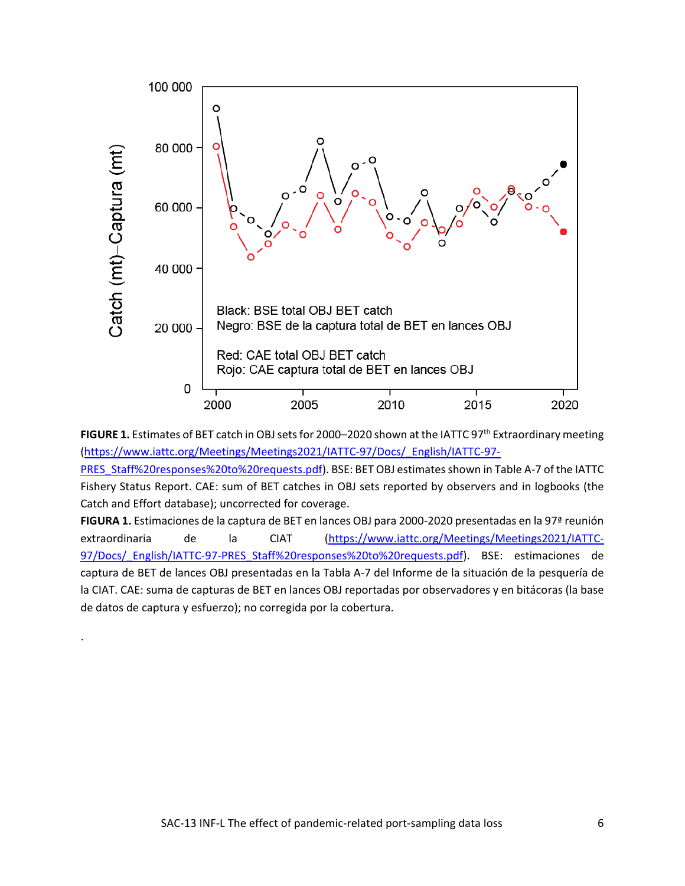**FIGURE 1.** Estimates of BET catch in OBJ sets for 2000–2020 shown at the IATTC 97th Extraordinary meeting (https://www.iattc.org/Meetings/Meetings2021/IATTC-97/Docs/_English/IATTC-97-PRES_Staff%20responses%20to%20requests.pdf). BSE: BET OBJ estimates shown in Table A-7 of the IATTC Fishery Status Report. CAE: sum of BET catches in OBJ sets reported by observers and in logbooks (the Catch and Effort database); uncorrected for coverage.

**FIGURA 1.** Estimaciones de la captura de BET en lances OBJ para 2000-2020 presentadas en la 97ª reunión extraordinaria de la CIAT (https://www.iattc.org/Meetings/Meetings2021/IATTC-97/Docs/_English/IATTC-97-PRES_Staff%20responses%20to%20requests.pdf). BSE: estimaciones de captura de BET de lances OBJ presentadas en la Tabla A-7 del Informe de la situación de la pesquería de la CIAT. CAE: suma de capturas de BET en lances OBJ reportadas por observadores y en bitácoras (la base de datos de captura y esfuerzo); no corregida por la cobertura.

.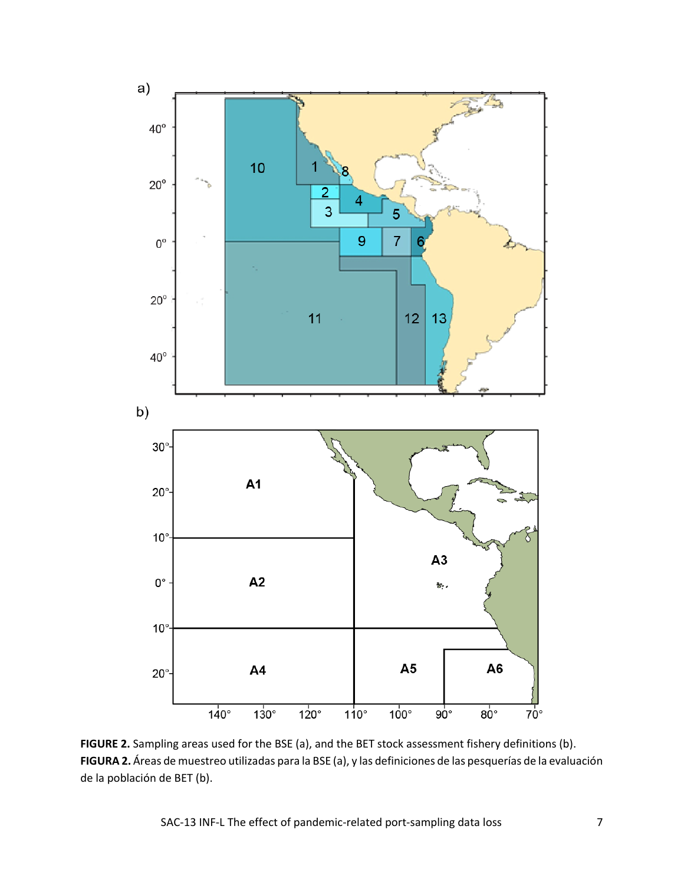**FIGURE 2.** Sampling areas used for the BSE (a), and the BET stock assessment fishery definitions (b).
**FIGURA 2.** Áreas de muestreo utilizadas para la BSE (a), y las definiciones de las pesquerías de la evaluación de la población de BET (b).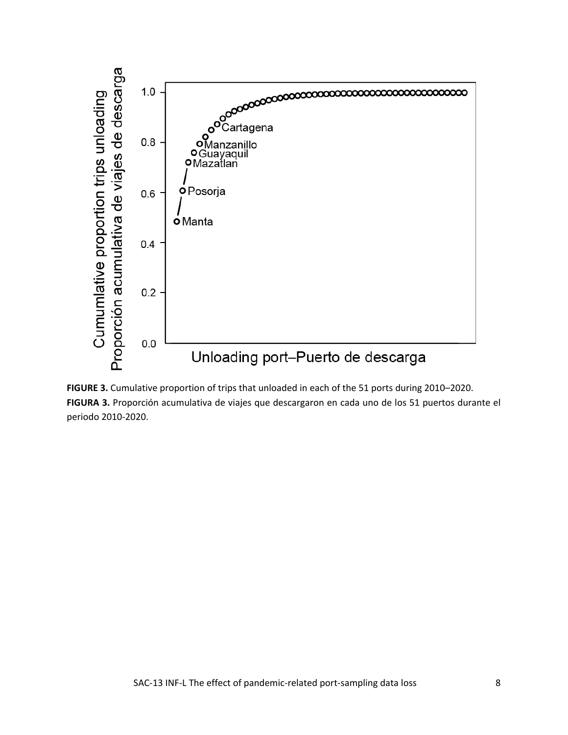**FIGURE 3.** Cumulative proportion of trips that unloaded in each of the 51 ports during 2010–2020.

**FIGURA 3.** Proporción acumulativa de viajes que descargaron en cada uno de los 51 puertos durante el periodo 2010-2020.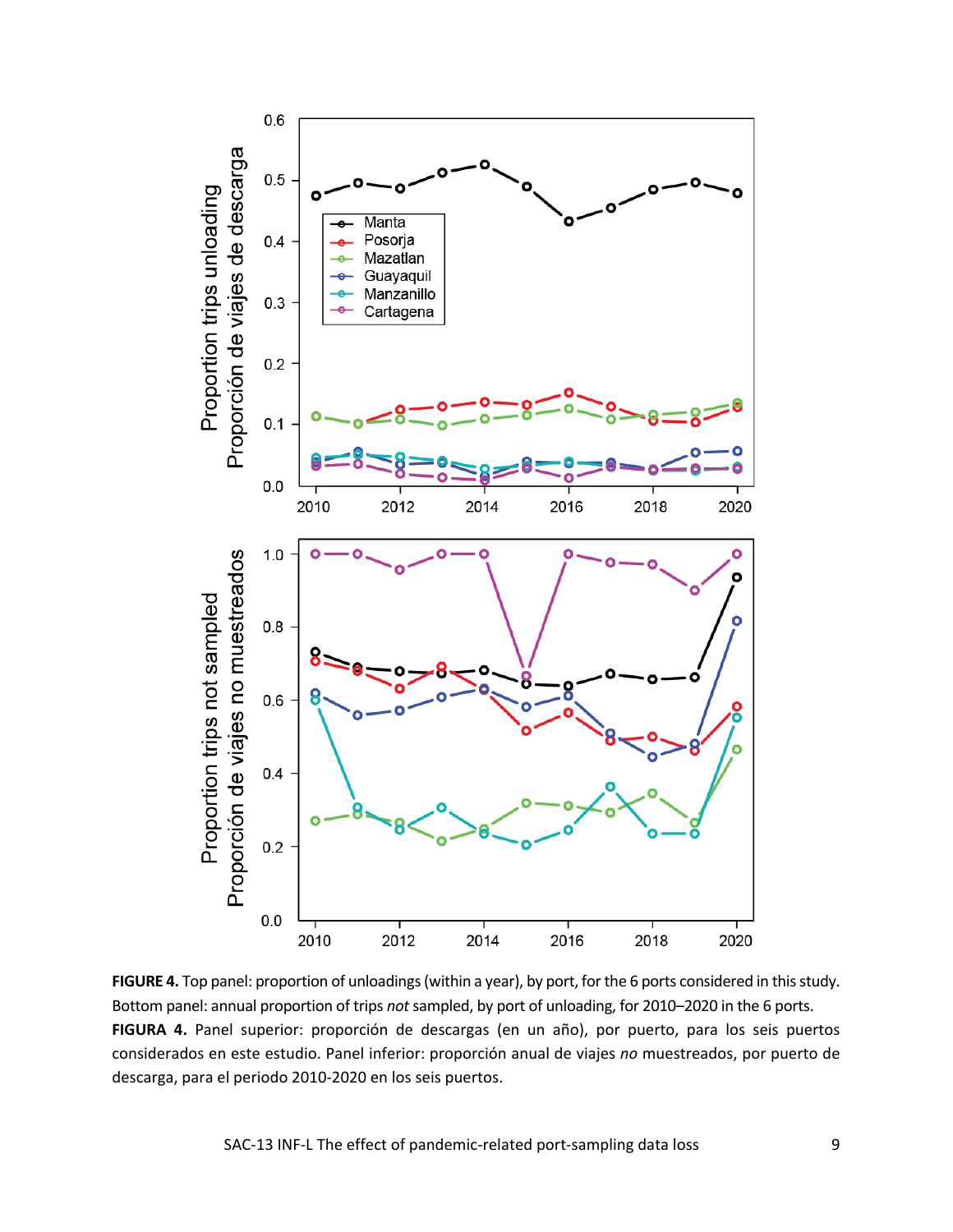**FIGURE 4.** Top panel: proportion of unloadings (within a year), by port, for the 6 ports considered in this study. Bottom panel: annual proportion of trips *not* sampled, by port of unloading, for 2010–2020 in the 6 ports.

**FIGURA 4.** Panel superior: proporción de descargas (en un año), por puerto, para los seis puertos considerados en este estudio. Panel inferior: proporción anual de viajes *no* muestreados, por puerto de descarga, para el periodo 2010-2020 en los seis puertos.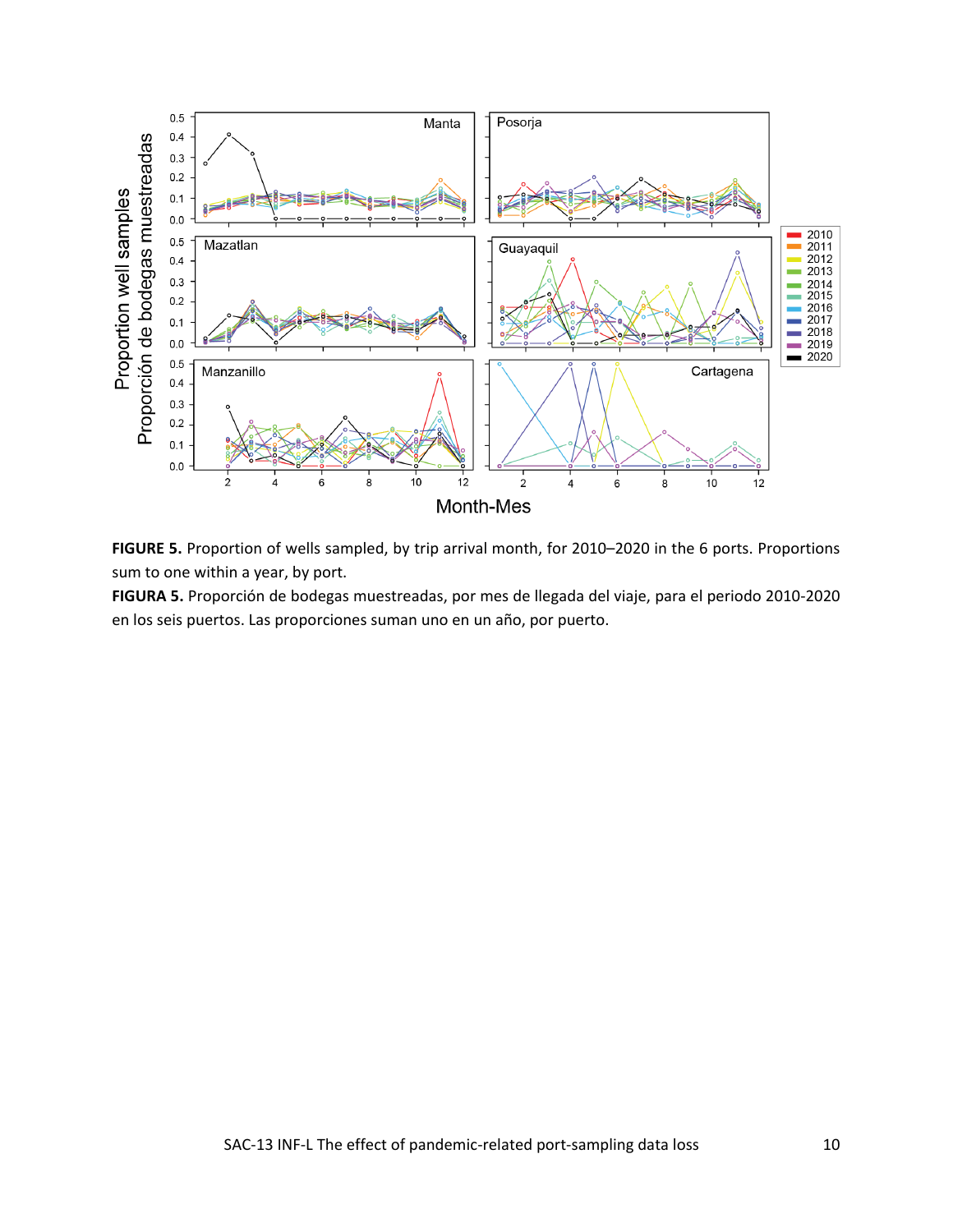**FIGURE 5.** Proportion of wells sampled, by trip arrival month, for 2010–2020 in the 6 ports. Proportions sum to one within a year, by port.

**FIGURA 5.** Proporción de bodegas muestreadas, por mes de llegada del viaje, para el periodo 2010-2020 en los seis puertos. Las proporciones suman uno en un año, por puerto.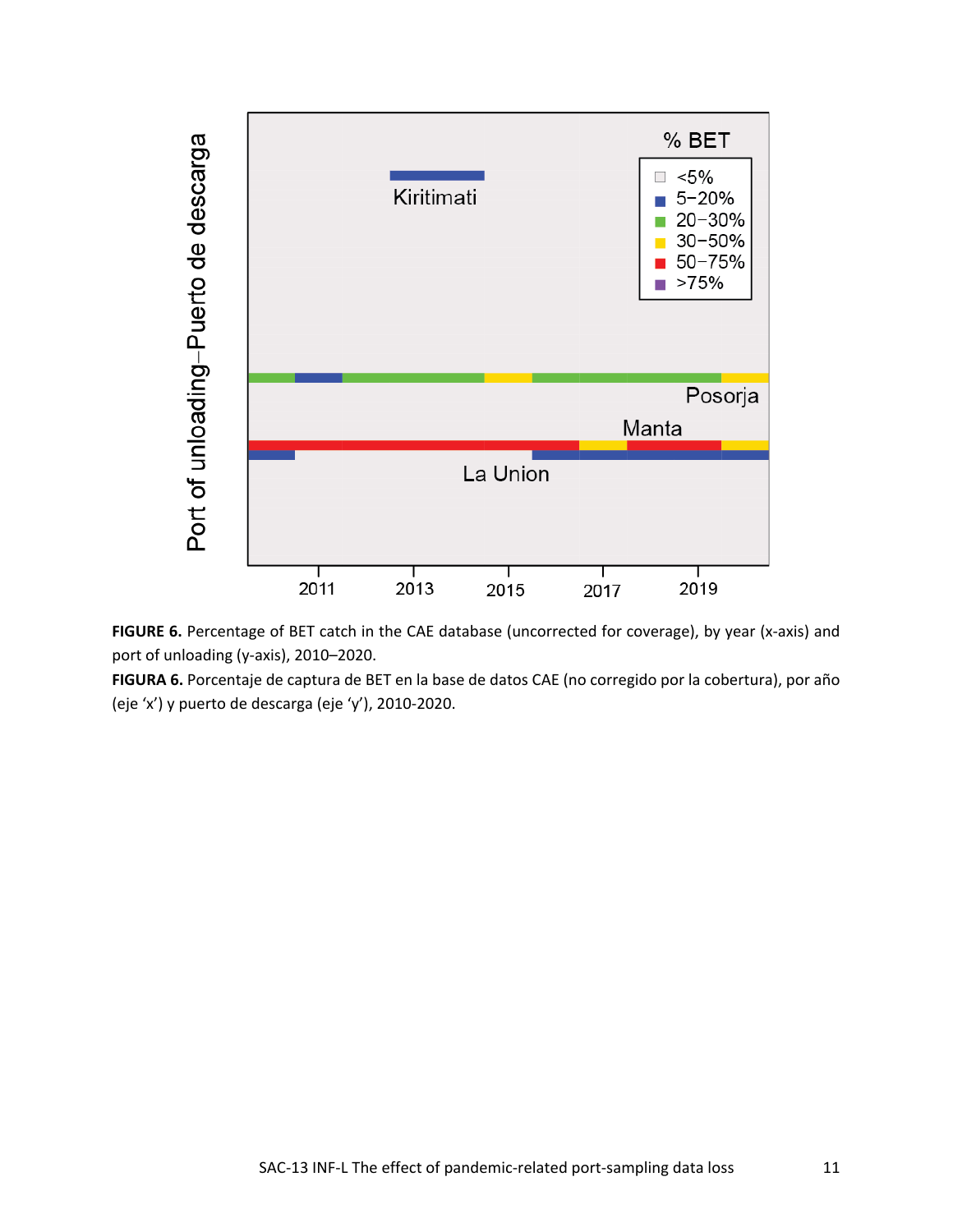**FIGURE 6.** Percentage of BET catch in the CAE database (uncorrected for coverage), by year (x-axis) and port of unloading (y-axis), 2010–2020.

**FIGURA 6.** Porcentaje de captura de BET en la base de datos CAE (no corregido por la cobertura), por año (eje 'x') y puerto de descarga (eje 'y'), 2010-2020.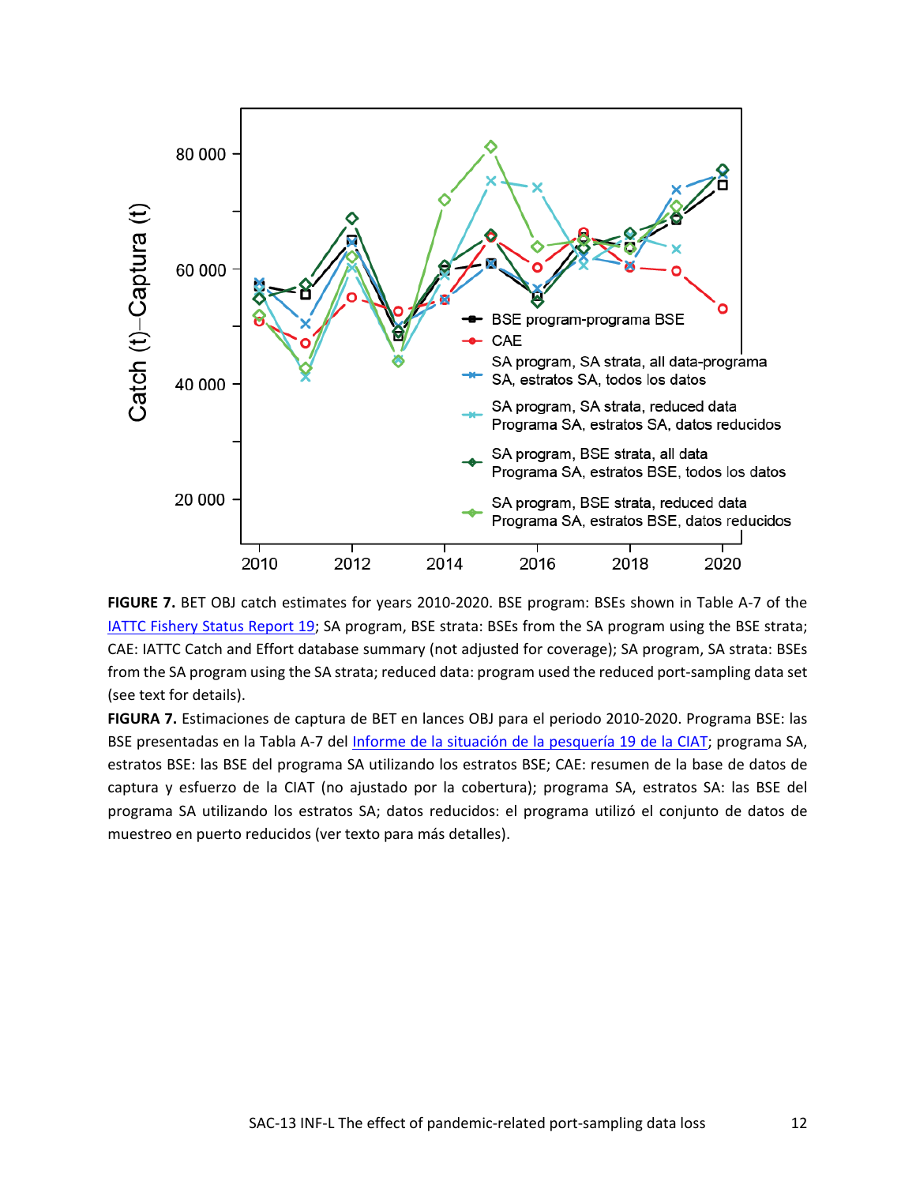**FIGURE 7.** BET OBJ catch estimates for years 2010-2020. BSE program: BSEs shown in Table A-7 of the IATTC Fishery Status Report 19; SA program, BSE strata: BSEs from the SA program using the BSE strata; CAE: IATTC Catch and Effort database summary (not adjusted for coverage); SA program, SA strata: BSEs from the SA program using the SA strata; reduced data: program used the reduced port-sampling data set (see text for details).

**FIGURA 7.** Estimaciones de captura de BET en lances OBJ para el periodo 2010-2020. Programa BSE: las BSE presentadas en la Tabla A-7 del Informe de la situación de la pesquería 19 de la CIAT; programa SA, estratos BSE: las BSE del programa SA utilizando los estratos BSE; CAE: resumen de la base de datos de captura y esfuerzo de la CIAT (no ajustado por la cobertura); programa SA, estratos SA: las BSE del programa SA utilizando los estratos SA; datos reducidos: el programa utilizó el conjunto de datos de muestreo en puerto reducidos (ver texto para más detalles).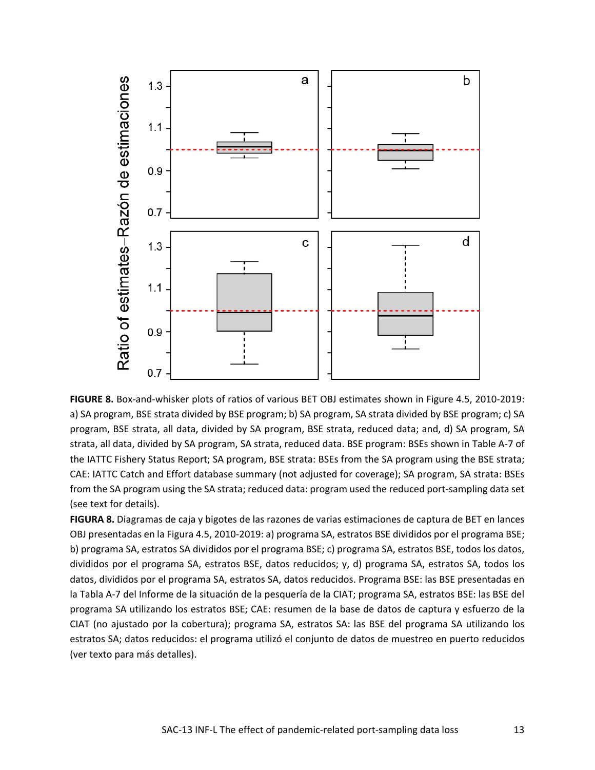Ratio of estimates–Razón de estimaciones

a

b

c

d

1.3

1.1

0.9

0.7

1.3

1.1

0.9

0.7

**FIGURE 8.** Box-and-whisker plots of ratios of various BET OBJ estimates shown in Figure 4.5, 2010-2019: a) SA program, BSE strata divided by BSE program; b) SA program, SA strata divided by BSE program; c) SA program, BSE strata, all data, divided by SA program, BSE strata, reduced data; and, d) SA program, SA strata, all data, divided by SA program, SA strata, reduced data. BSE program: BSEs shown in Table A-7 of the IATTC Fishery Status Report; SA program, BSE strata: BSEs from the SA program using the BSE strata; CAE: IATTC Catch and Effort database summary (not adjusted for coverage); SA program, SA strata: BSEs from the SA program using the SA strata; reduced data: program used the reduced port-sampling data set (see text for details).

**FIGURA 8.** Diagramas de caja y bigotes de las razones de varias estimaciones de captura de BET en lances OBJ presentadas en la Figura 4.5, 2010-2019: a) programa SA, estratos BSE divididos por el programa BSE; b) programa SA, estratos SA divididos por el programa BSE; c) programa SA, estratos BSE, todos los datos, divididos por el programa SA, estratos BSE, datos reducidos; y, d) programa SA, estratos SA, todos los datos, divididos por el programa SA, estratos SA, datos reducidos. Programa BSE: las BSE presentadas en la Tabla A-7 del Informe de la situación de la pesquería de la CIAT; programa SA, estratos BSE: las BSE del programa SA utilizando los estratos BSE; CAE: resumen de la base de datos de captura y esfuerzo de la CIAT (no ajustado por la cobertura); programa SA, estratos SA: las BSE del programa SA utilizando los estratos SA; datos reducidos: el programa utilizó el conjunto de datos de muestreo en puerto reducidos (ver texto para más detalles).